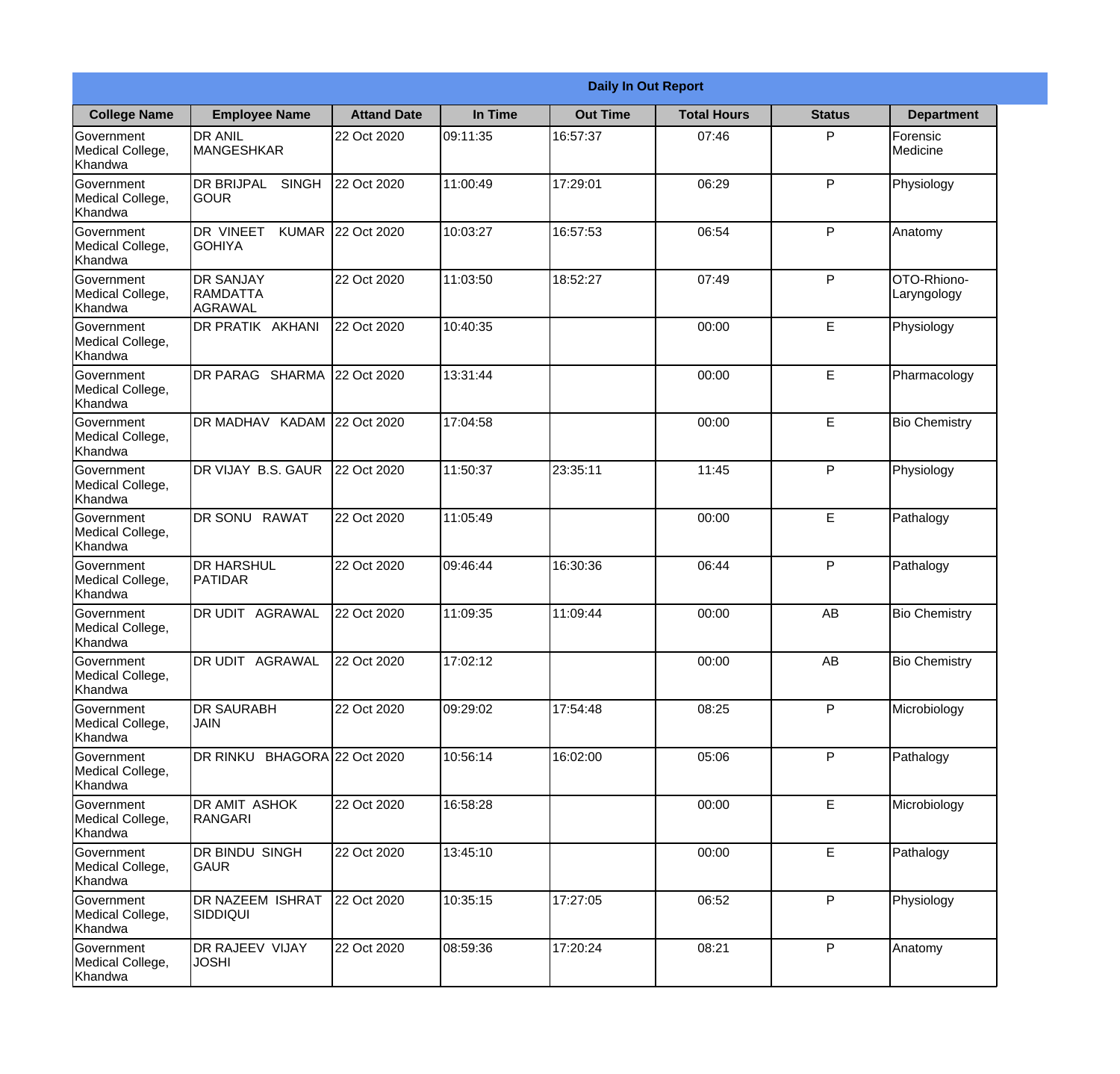| Daily In Out Report | | | | | | | |
|---|---|---|---|---|---|---|---|
| **College Name** | **Employee Name** | **Attand Date** | **In Time** | **Out Time** | **Total Hours** | **Status** | **Department** |
| Government Medical College, Khandwa | DR ANIL MANGESHKAR | 22 Oct 2020 | 09:11:35 | 16:57:37 | 07:46 | P | Forensic Medicine |
| Government Medical College, Khandwa | DR BRIJPAL SINGH GOUR | 22 Oct 2020 | 11:00:49 | 17:29:01 | 06:29 | P | Physiology |
| Government Medical College, Khandwa | DR VINEET KUMAR GOHIYA | 22 Oct 2020 | 10:03:27 | 16:57:53 | 06:54 | P | Anatomy |
| Government Medical College, Khandwa | DR SANJAY RAMDATTA AGRAWAL | 22 Oct 2020 | 11:03:50 | 18:52:27 | 07:49 | P | OTO-Rhiono-Laryngology |
| Government Medical College, Khandwa | DR PRATIK AKHANI | 22 Oct 2020 | 10:40:35 | | 00:00 | E | Physiology |
| Government Medical College, Khandwa | DR PARAG SHARMA | 22 Oct 2020 | 13:31:44 | | 00:00 | E | Pharmacology |
| Government Medical College, Khandwa | DR MADHAV KADAM | 22 Oct 2020 | 17:04:58 | | 00:00 | E | Bio Chemistry |
| Government Medical College, Khandwa | DR VIJAY B.S. GAUR | 22 Oct 2020 | 11:50:37 | 23:35:11 | 11:45 | P | Physiology |
| Government Medical College, Khandwa | DR SONU RAWAT | 22 Oct 2020 | 11:05:49 | | 00:00 | E | Pathalogy |
| Government Medical College, Khandwa | DR HARSHUL PATIDAR | 22 Oct 2020 | 09:46:44 | 16:30:36 | 06:44 | P | Pathalogy |
| Government Medical College, Khandwa | DR UDIT AGRAWAL | 22 Oct 2020 | 11:09:35 | 11:09:44 | 00:00 | AB | Bio Chemistry |
| Government Medical College, Khandwa | DR UDIT AGRAWAL | 22 Oct 2020 | 17:02:12 | | 00:00 | AB | Bio Chemistry |
| Government Medical College, Khandwa | DR SAURABH JAIN | 22 Oct 2020 | 09:29:02 | 17:54:48 | 08:25 | P | Microbiology |
| Government Medical College, Khandwa | DR RINKU BHAGORA | 22 Oct 2020 | 10:56:14 | 16:02:00 | 05:06 | P | Pathalogy |
| Government Medical College, Khandwa | DR AMIT ASHOK RANGARI | 22 Oct 2020 | 16:58:28 | | 00:00 | E | Microbiology |
| Government Medical College, Khandwa | DR BINDU SINGH GAUR | 22 Oct 2020 | 13:45:10 | | 00:00 | E | Pathalogy |
| Government Medical College, Khandwa | DR NAZEEM ISHRAT SIDDIQUI | 22 Oct 2020 | 10:35:15 | 17:27:05 | 06:52 | P | Physiology |
| Government Medical College, Khandwa | DR RAJEEV VIJAY JOSHI | 22 Oct 2020 | 08:59:36 | 17:20:24 | 08:21 | P | Anatomy |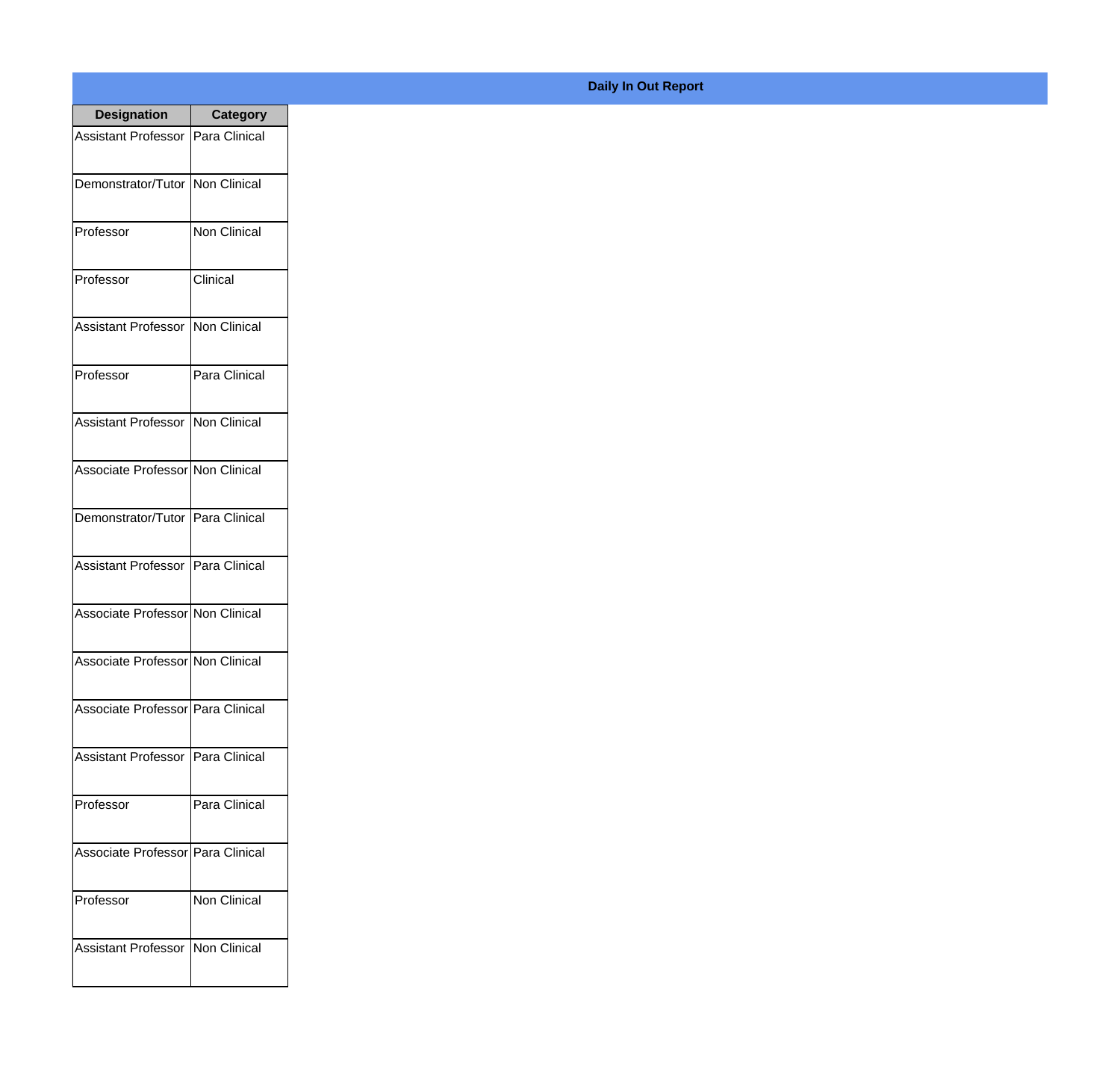**Daily In Out Report**

| Designation | Category |
|---|---|
| Assistant Professor | Para Clinical |
| Demonstrator/Tutor | Non Clinical |
| Professor | Non Clinical |
| Professor | Clinical |
| Assistant Professor | Non Clinical |
| Professor | Para Clinical |
| Assistant Professor | Non Clinical |
| Associate Professor | Non Clinical |
| Demonstrator/Tutor | Para Clinical |
| Assistant Professor | Para Clinical |
| Associate Professor | Non Clinical |
| Associate Professor | Non Clinical |
| Associate Professor | Para Clinical |
| Assistant Professor | Para Clinical |
| Professor | Para Clinical |
| Associate Professor | Para Clinical |
| Professor | Non Clinical |
| Assistant Professor | Non Clinical |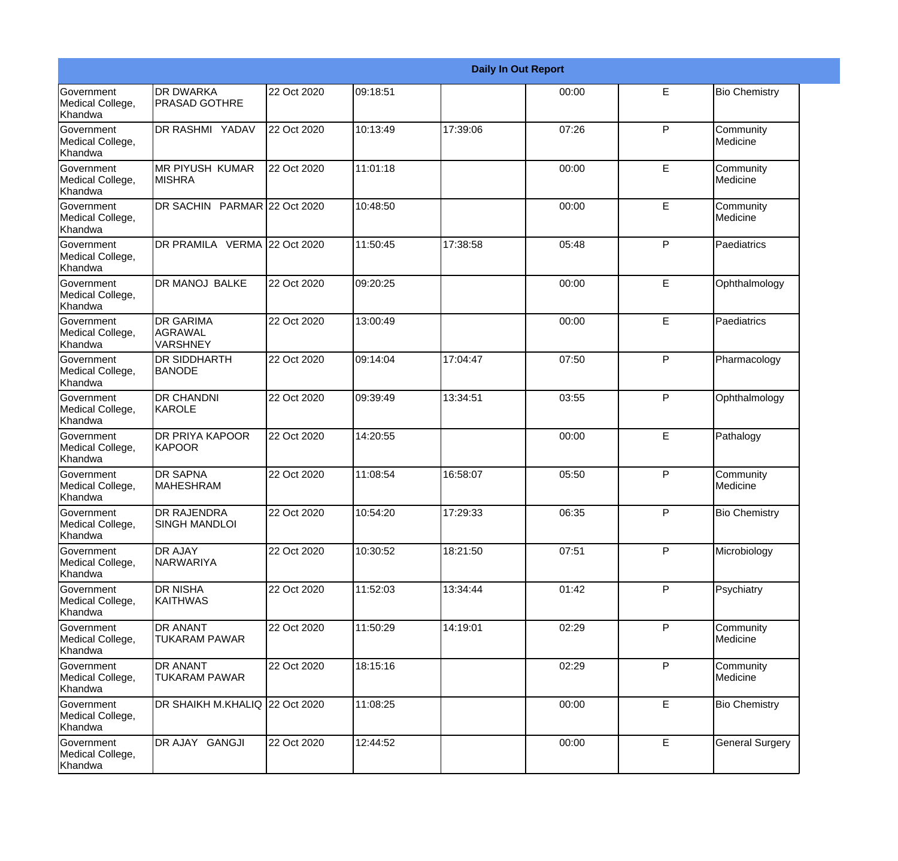| Daily In Out Report | | | | | | | |
|---|---|---|---|---|---|---|---|
| Government Medical College, Khandwa | DR DWARKA PRASAD GOTHRE | 22 Oct 2020 | 09:18:51 | | 00:00 | E | Bio Chemistry |
| Government Medical College, Khandwa | DR RASHMI YADAV | 22 Oct 2020 | 10:13:49 | 17:39:06 | 07:26 | P | Community Medicine |
| Government Medical College, Khandwa | MR PIYUSH KUMAR MISHRA | 22 Oct 2020 | 11:01:18 | | 00:00 | E | Community Medicine |
| Government Medical College, Khandwa | DR SACHIN PARMAR | 22 Oct 2020 | 10:48:50 | | 00:00 | E | Community Medicine |
| Government Medical College, Khandwa | DR PRAMILA VERMA | 22 Oct 2020 | 11:50:45 | 17:38:58 | 05:48 | P | Paediatrics |
| Government Medical College, Khandwa | DR MANOJ BALKE | 22 Oct 2020 | 09:20:25 | | 00:00 | E | Ophthalmology |
| Government Medical College, Khandwa | DR GARIMA AGRAWAL VARSHNEY | 22 Oct 2020 | 13:00:49 | | 00:00 | E | Paediatrics |
| Government Medical College, Khandwa | DR SIDDHARTH BANODE | 22 Oct 2020 | 09:14:04 | 17:04:47 | 07:50 | P | Pharmacology |
| Government Medical College, Khandwa | DR CHANDNI KAROLE | 22 Oct 2020 | 09:39:49 | 13:34:51 | 03:55 | P | Ophthalmology |
| Government Medical College, Khandwa | DR PRIYA KAPOOR KAPOOR | 22 Oct 2020 | 14:20:55 | | 00:00 | E | Pathalogy |
| Government Medical College, Khandwa | DR SAPNA MAHESHRAM | 22 Oct 2020 | 11:08:54 | 16:58:07 | 05:50 | P | Community Medicine |
| Government Medical College, Khandwa | DR RAJENDRA SINGH MANDLOI | 22 Oct 2020 | 10:54:20 | 17:29:33 | 06:35 | P | Bio Chemistry |
| Government Medical College, Khandwa | DR AJAY NARWARIYA | 22 Oct 2020 | 10:30:52 | 18:21:50 | 07:51 | P | Microbiology |
| Government Medical College, Khandwa | DR NISHA KAITHWAS | 22 Oct 2020 | 11:52:03 | 13:34:44 | 01:42 | P | Psychiatry |
| Government Medical College, Khandwa | DR ANANT TUKARAM PAWAR | 22 Oct 2020 | 11:50:29 | 14:19:01 | 02:29 | P | Community Medicine |
| Government Medical College, Khandwa | DR ANANT TUKARAM PAWAR | 22 Oct 2020 | 18:15:16 | | 02:29 | P | Community Medicine |
| Government Medical College, Khandwa | DR SHAIKH M.KHALIQ | 22 Oct 2020 | 11:08:25 | | 00:00 | E | Bio Chemistry |
| Government Medical College, Khandwa | DR AJAY GANGJI | 22 Oct 2020 | 12:44:52 | | 00:00 | E | General Surgery |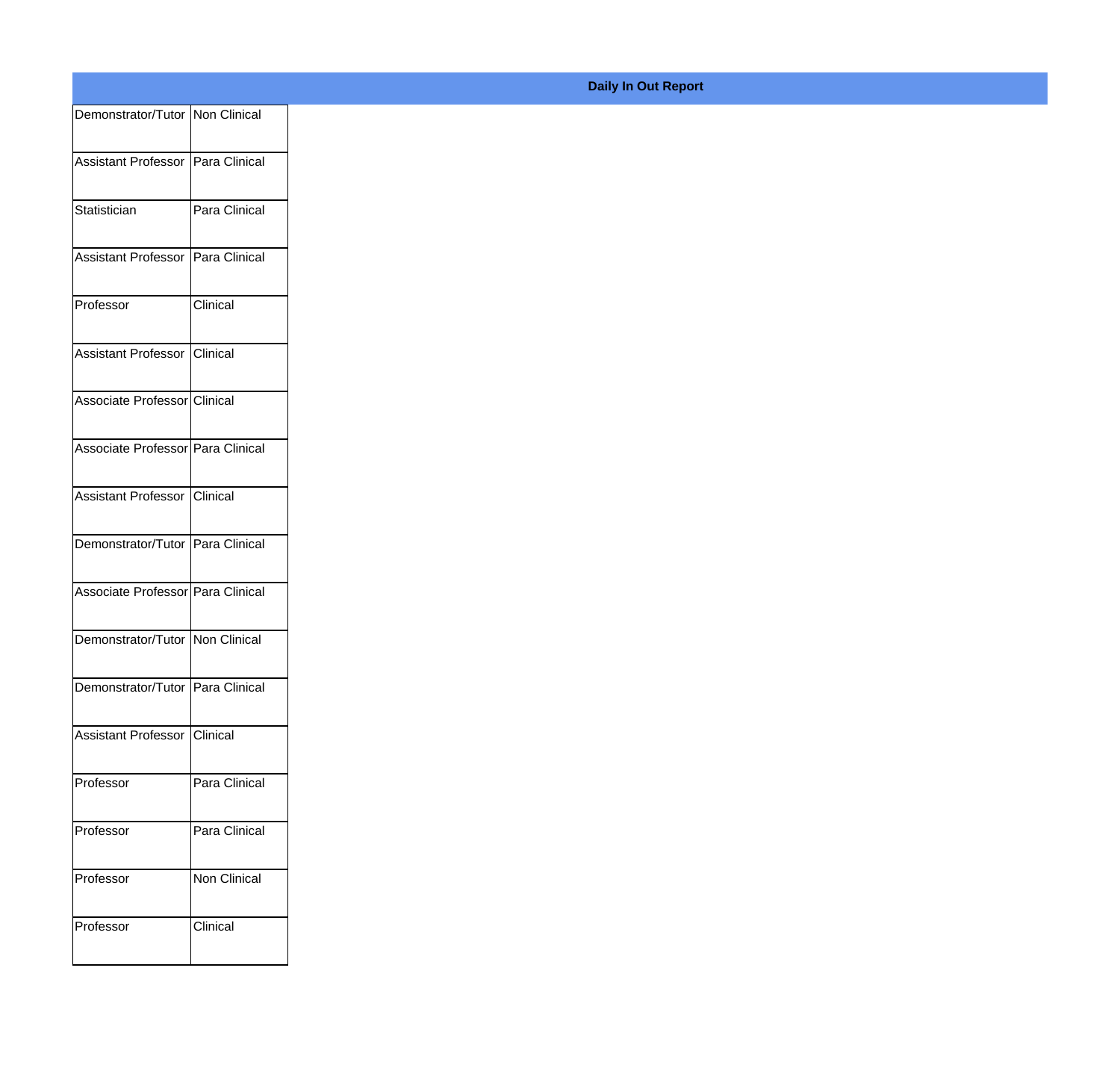**Daily In Out Report**

| | |
|---|---|
| Demonstrator/Tutor | Non Clinical |
| Assistant Professor | Para Clinical |
| Statistician | Para Clinical |
| Assistant Professor | Para Clinical |
| Professor | Clinical |
| Assistant Professor | Clinical |
| Associate Professor | Clinical |
| Associate Professor | Para Clinical |
| Assistant Professor | Clinical |
| Demonstrator/Tutor | Para Clinical |
| Associate Professor | Para Clinical |
| Demonstrator/Tutor | Non Clinical |
| Demonstrator/Tutor | Para Clinical |
| Assistant Professor | Clinical |
| Professor | Para Clinical |
| Professor | Para Clinical |
| Professor | Non Clinical |
| Professor | Clinical |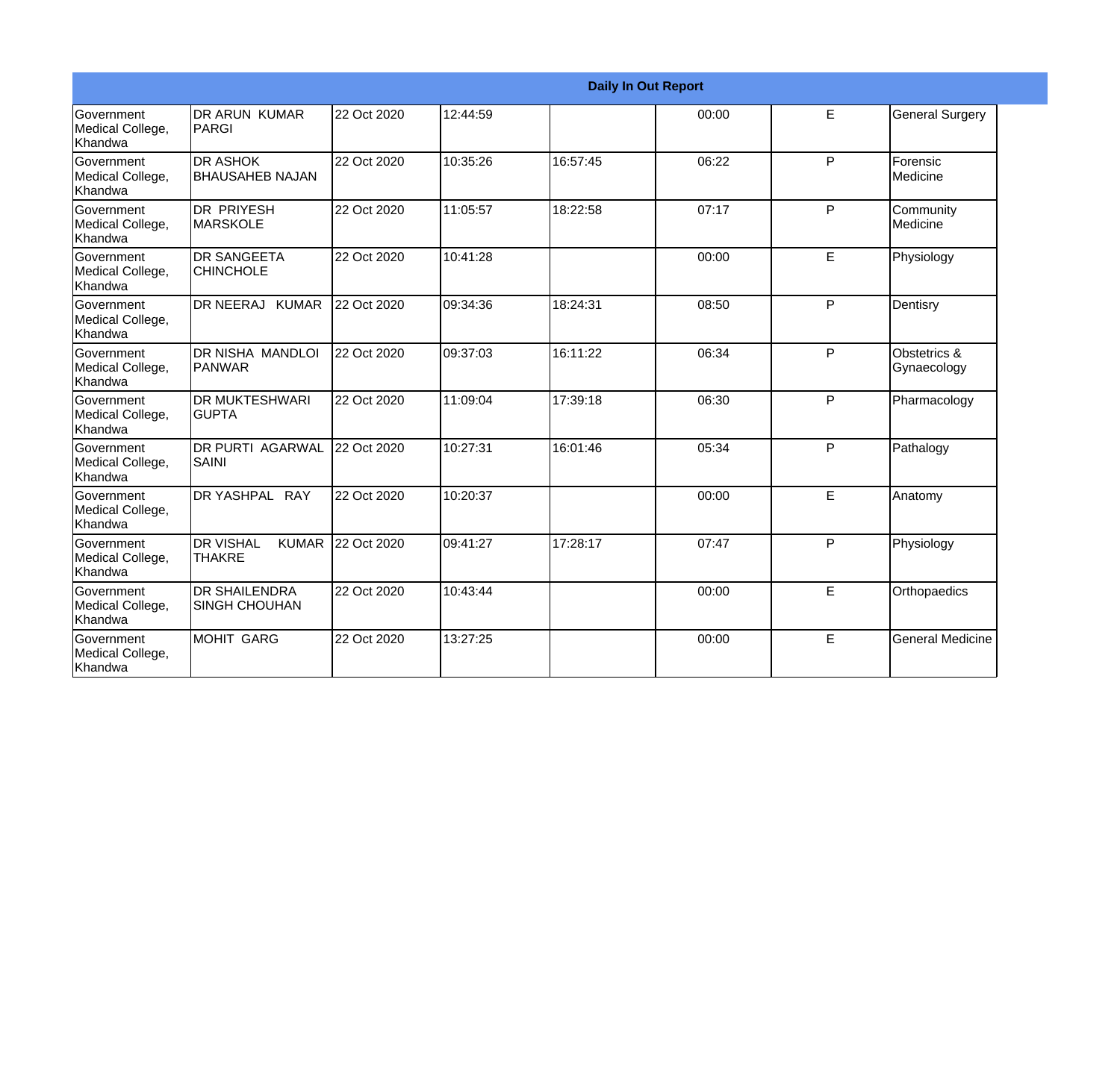**Daily In Out Report**

| | | | | | | | |
|---|---|---|---|---|---|---|---|
| Government Medical College, Khandwa | DR ARUN KUMAR PARGI | 22 Oct 2020 | 12:44:59 | | 00:00 | E | General Surgery |
| Government Medical College, Khandwa | DR ASHOK BHAUSAHEB NAJAN | 22 Oct 2020 | 10:35:26 | 16:57:45 | 06:22 | P | Forensic Medicine |
| Government Medical College, Khandwa | DR PRIYESH MARSKOLE | 22 Oct 2020 | 11:05:57 | 18:22:58 | 07:17 | P | Community Medicine |
| Government Medical College, Khandwa | DR SANGEETA CHINCHOLE | 22 Oct 2020 | 10:41:28 | | 00:00 | E | Physiology |
| Government Medical College, Khandwa | DR NEERAJ KUMAR | 22 Oct 2020 | 09:34:36 | 18:24:31 | 08:50 | P | Dentisry |
| Government Medical College, Khandwa | DR NISHA MANDLOI PANWAR | 22 Oct 2020 | 09:37:03 | 16:11:22 | 06:34 | P | Obstetrics & Gynaecology |
| Government Medical College, Khandwa | DR MUKTESHWARI GUPTA | 22 Oct 2020 | 11:09:04 | 17:39:18 | 06:30 | P | Pharmacology |
| Government Medical College, Khandwa | DR PURTI AGARWAL SAINI | 22 Oct 2020 | 10:27:31 | 16:01:46 | 05:34 | P | Pathalogy |
| Government Medical College, Khandwa | DR YASHPAL RAY | 22 Oct 2020 | 10:20:37 | | 00:00 | E | Anatomy |
| Government Medical College, Khandwa | DR VISHAL KUMAR THAKRE | 22 Oct 2020 | 09:41:27 | 17:28:17 | 07:47 | P | Physiology |
| Government Medical College, Khandwa | DR SHAILENDRA SINGH CHOUHAN | 22 Oct 2020 | 10:43:44 | | 00:00 | E | Orthopaedics |
| Government Medical College, Khandwa | MOHIT GARG | 22 Oct 2020 | 13:27:25 | | 00:00 | E | General Medicine |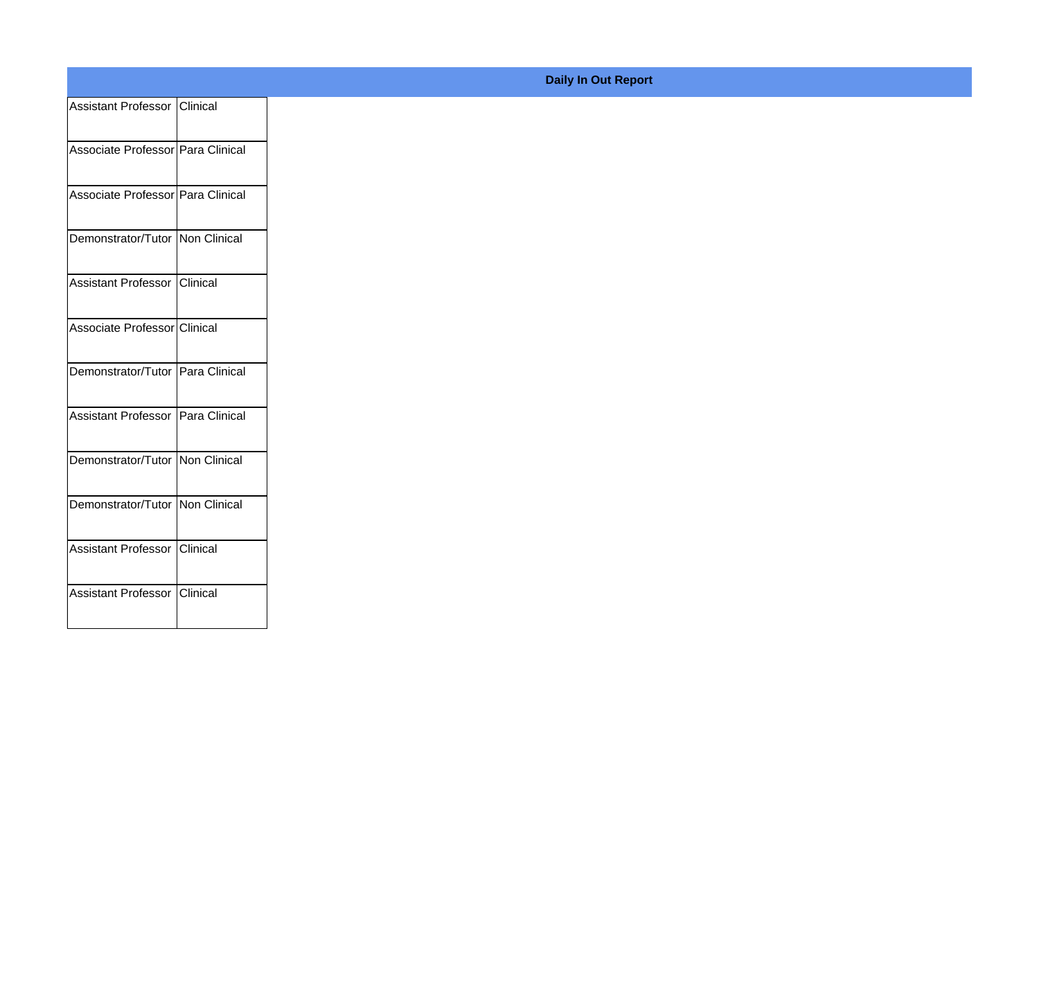**Daily In Out Report**

| | |
|---|---|
| Assistant Professor | Clinical |
| Associate Professor | Para Clinical |
| Associate Professor | Para Clinical |
| Demonstrator/Tutor | Non Clinical |
| Assistant Professor | Clinical |
| Associate Professor | Clinical |
| Demonstrator/Tutor | Para Clinical |
| Assistant Professor | Para Clinical |
| Demonstrator/Tutor | Non Clinical |
| Demonstrator/Tutor | Non Clinical |
| Assistant Professor | Clinical |
| Assistant Professor | Clinical |